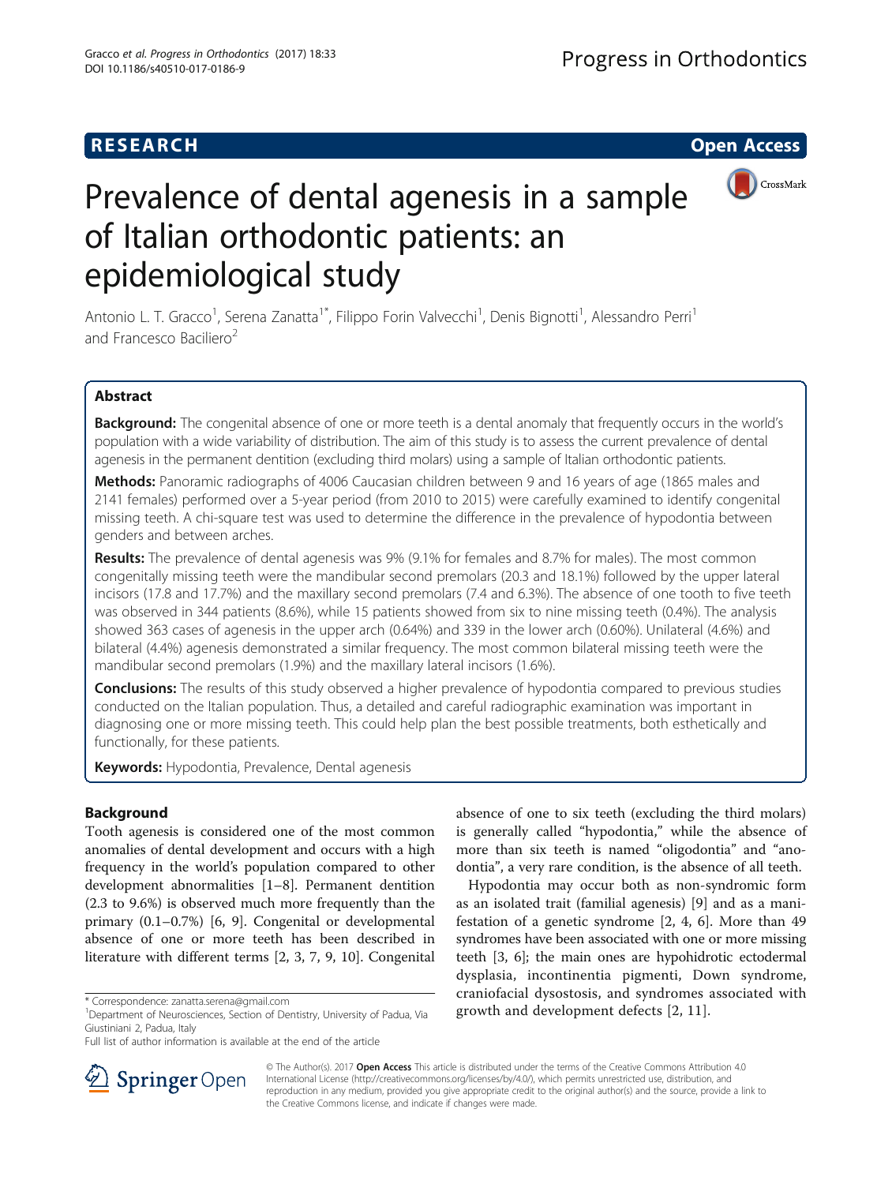RESEARCH Open Access

# Prevalence of dental agenesis in a sample of Italian orthodontic patients: an epidemiological study

Antonio L. T. Gracco[1], Serena Zanatta[1*], Filippo Forin Valvecchi[1], Denis Bignotti[1], Alessandro Perri[1] and Francesco Baciliero[2]

## Abstract

**Background:** The congenital absence of one or more teeth is a dental anomaly that frequently occurs in the world's population with a wide variability of distribution. The aim of this study is to assess the current prevalence of dental agenesis in the permanent dentition (excluding third molars) using a sample of Italian orthodontic patients.

**Methods:** Panoramic radiographs of 4006 Caucasian children between 9 and 16 years of age (1865 males and 2141 females) performed over a 5-year period (from 2010 to 2015) were carefully examined to identify congenital missing teeth. A chi-square test was used to determine the difference in the prevalence of hypodontia between genders and between arches.

**Results:** The prevalence of dental agenesis was 9% (9.1% for females and 8.7% for males). The most common congenitally missing teeth were the mandibular second premolars (20.3 and 18.1%) followed by the upper lateral incisors (17.8 and 17.7%) and the maxillary second premolars (7.4 and 6.3%). The absence of one tooth to five teeth was observed in 344 patients (8.6%), while 15 patients showed from six to nine missing teeth (0.4%). The analysis showed 363 cases of agenesis in the upper arch (0.64%) and 339 in the lower arch (0.60%). Unilateral (4.6%) and bilateral (4.4%) agenesis demonstrated a similar frequency. The most common bilateral missing teeth were the mandibular second premolars (1.9%) and the maxillary lateral incisors (1.6%).

**Conclusions:** The results of this study observed a higher prevalence of hypodontia compared to previous studies conducted on the Italian population. Thus, a detailed and careful radiographic examination was important in diagnosing one or more missing teeth. This could help plan the best possible treatments, both esthetically and functionally, for these patients.

**Keywords:** Hypodontia, Prevalence, Dental agenesis

## Background

Tooth agenesis is considered one of the most common anomalies of dental development and occurs with a high frequency in the world's population compared to other development abnormalities [1–8]. Permanent dentition (2.3 to 9.6%) is observed much more frequently than the primary (0.1–0.7%) [6, 9]. Congenital or developmental absence of one or more teeth has been described in literature with different terms [2, 3, 7, 9, 10]. Congenital absence of one to six teeth (excluding the third molars) is generally called "hypodontia," while the absence of more than six teeth is named "oligodontia" and "anodontia", a very rare condition, is the absence of all teeth.

Hypodontia may occur both as non-syndromic form as an isolated trait (familial agenesis) [9] and as a manifestation of a genetic syndrome [2, 4, 6]. More than 49 syndromes have been associated with one or more missing teeth [3, 6]; the main ones are hypohidrotic ectodermal dysplasia, incontinentia pigmenti, Down syndrome, craniofacial dysostosis, and syndromes associated with growth and development defects [2, 11].

\* Correspondence: zanatta.serena@gmail.com
[1]Department of Neurosciences, Section of Dentistry, University of Padua, Via Giustiniani 2, Padua, Italy
Full list of author information is available at the end of the article

© The Author(s). 2017 **Open Access** This article is distributed under the terms of the Creative Commons Attribution 4.0 International License (http://creativecommons.org/licenses/by/4.0/), which permits unrestricted use, distribution, and reproduction in any medium, provided you give appropriate credit to the original author(s) and the source, provide a link to the Creative Commons license, and indicate if changes were made.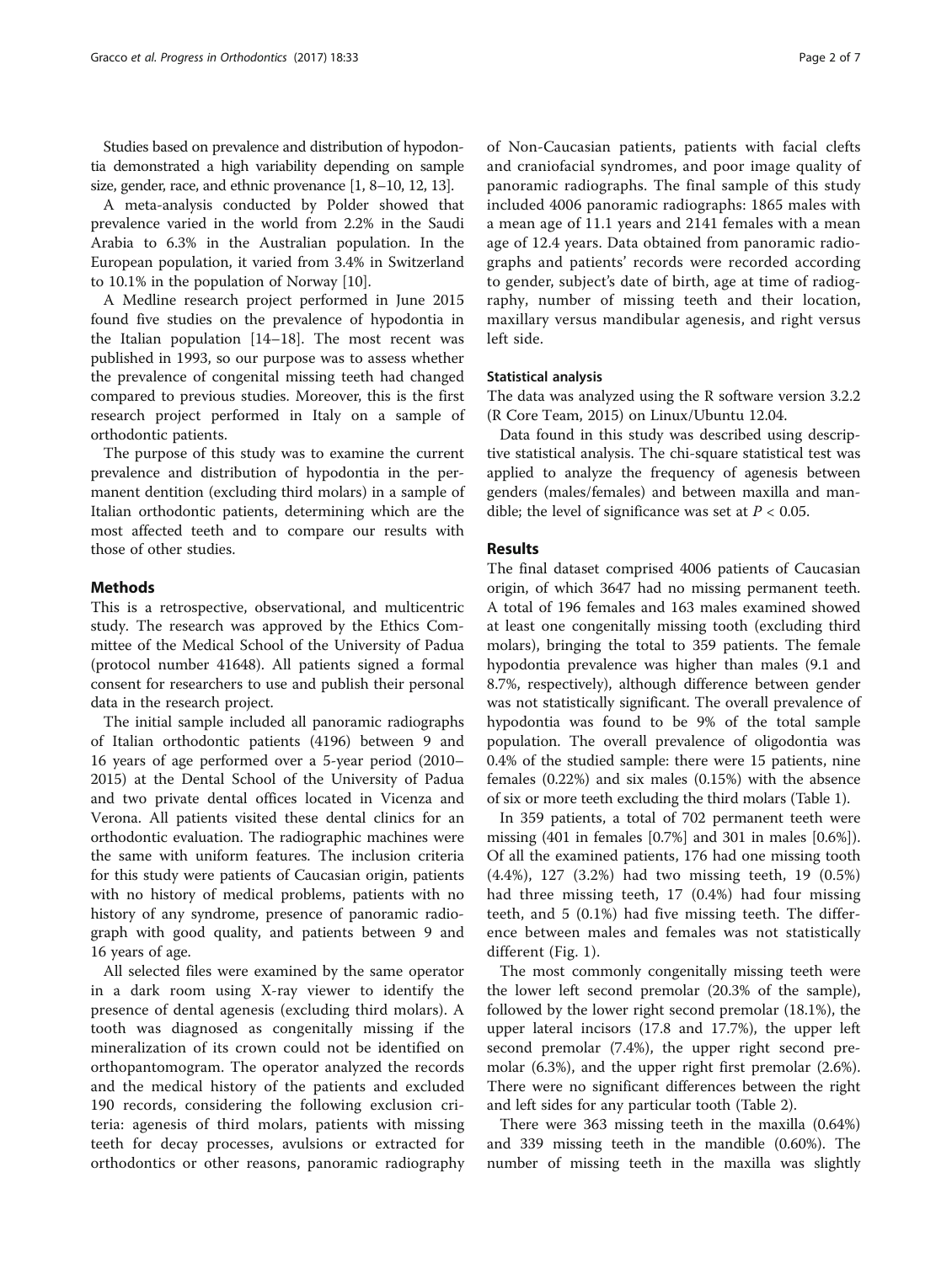Studies based on prevalence and distribution of hypodontia demonstrated a high variability depending on sample size, gender, race, and ethnic provenance [1, 8–10, 12, 13].

A meta-analysis conducted by Polder showed that prevalence varied in the world from 2.2% in the Saudi Arabia to 6.3% in the Australian population. In the European population, it varied from 3.4% in Switzerland to 10.1% in the population of Norway [10].

A Medline research project performed in June 2015 found five studies on the prevalence of hypodontia in the Italian population [14–18]. The most recent was published in 1993, so our purpose was to assess whether the prevalence of congenital missing teeth had changed compared to previous studies. Moreover, this is the first research project performed in Italy on a sample of orthodontic patients.

The purpose of this study was to examine the current prevalence and distribution of hypodontia in the permanent dentition (excluding third molars) in a sample of Italian orthodontic patients, determining which are the most affected teeth and to compare our results with those of other studies.

## Methods

This is a retrospective, observational, and multicentric study. The research was approved by the Ethics Committee of the Medical School of the University of Padua (protocol number 41648). All patients signed a formal consent for researchers to use and publish their personal data in the research project.

The initial sample included all panoramic radiographs of Italian orthodontic patients (4196) between 9 and 16 years of age performed over a 5-year period (2010–2015) at the Dental School of the University of Padua and two private dental offices located in Vicenza and Verona. All patients visited these dental clinics for an orthodontic evaluation. The radiographic machines were the same with uniform features. The inclusion criteria for this study were patients of Caucasian origin, patients with no history of medical problems, patients with no history of any syndrome, presence of panoramic radiograph with good quality, and patients between 9 and 16 years of age.

All selected files were examined by the same operator in a dark room using X-ray viewer to identify the presence of dental agenesis (excluding third molars). A tooth was diagnosed as congenitally missing if the mineralization of its crown could not be identified on orthopantomogram. The operator analyzed the records and the medical history of the patients and excluded 190 records, considering the following exclusion criteria: agenesis of third molars, patients with missing teeth for decay processes, avulsions or extracted for orthodontics or other reasons, panoramic radiography of Non-Caucasian patients, patients with facial clefts and craniofacial syndromes, and poor image quality of panoramic radiographs. The final sample of this study included 4006 panoramic radiographs: 1865 males with a mean age of 11.1 years and 2141 females with a mean age of 12.4 years. Data obtained from panoramic radiographs and patients' records were recorded according to gender, subject's date of birth, age at time of radiography, number of missing teeth and their location, maxillary versus mandibular agenesis, and right versus left side.

### Statistical analysis

The data was analyzed using the R software version 3.2.2 (R Core Team, 2015) on Linux/Ubuntu 12.04.

Data found in this study was described using descriptive statistical analysis. The chi-square statistical test was applied to analyze the frequency of agenesis between genders (males/females) and between maxilla and mandible; the level of significance was set at $P < 0.05$.

## Results

The final dataset comprised 4006 patients of Caucasian origin, of which 3647 had no missing permanent teeth. A total of 196 females and 163 males examined showed at least one congenitally missing tooth (excluding third molars), bringing the total to 359 patients. The female hypodontia prevalence was higher than males (9.1 and 8.7%, respectively), although difference between gender was not statistically significant. The overall prevalence of hypodontia was found to be 9% of the total sample population. The overall prevalence of oligodontia was 0.4% of the studied sample: there were 15 patients, nine females (0.22%) and six males (0.15%) with the absence of six or more teeth excluding the third molars (Table 1).

In 359 patients, a total of 702 permanent teeth were missing (401 in females [0.7%] and 301 in males [0.6%]). Of all the examined patients, 176 had one missing tooth (4.4%), 127 (3.2%) had two missing teeth, 19 (0.5%) had three missing teeth, 17 (0.4%) had four missing teeth, and 5 (0.1%) had five missing teeth. The difference between males and females was not statistically different (Fig. 1).

The most commonly congenitally missing teeth were the lower left second premolar (20.3% of the sample), followed by the lower right second premolar (18.1%), the upper lateral incisors (17.8 and 17.7%), the upper left second premolar (7.4%), the upper right second premolar (6.3%), and the upper right first premolar (2.6%). There were no significant differences between the right and left sides for any particular tooth (Table 2).

There were 363 missing teeth in the maxilla (0.64%) and 339 missing teeth in the mandible (0.60%). The number of missing teeth in the maxilla was slightly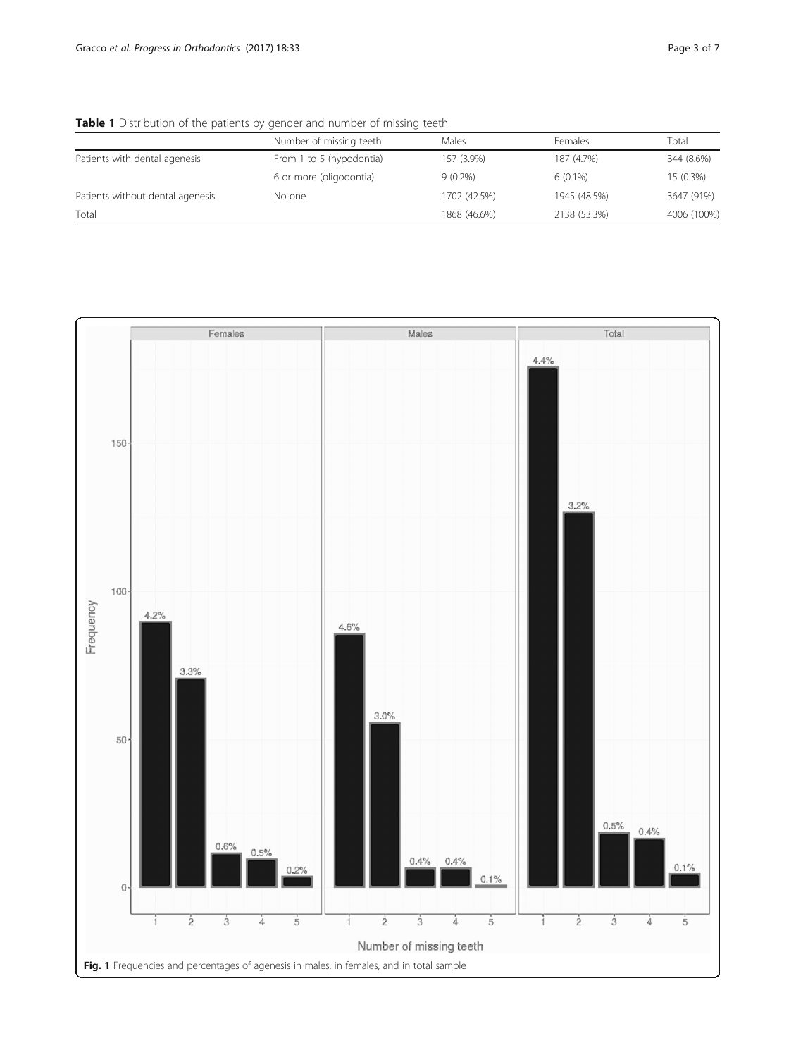**Table 1** Distribution of the patients by gender and number of missing teeth

| | Number of missing teeth | Males | Females | Total |
|---|---|---|---|---|
| Patients with dental agenesis | From 1 to 5 (hypodontia) | 157 (3.9%) | 187 (4.7%) | 344 (8.6%) |
| | 6 or more (oligodontia) | 9 (0.2%) | 6 (0.1%) | 15 (0.3%) |
| Patients without dental agenesis | No one | 1702 (42.5%) | 1945 (48.5%) | 3647 (91%) |
| Total | | 1868 (46.6%) | 2138 (53.3%) | 4006 (100%) |

**Fig. 1** Frequencies and percentages of agenesis in males, in females, and in total sample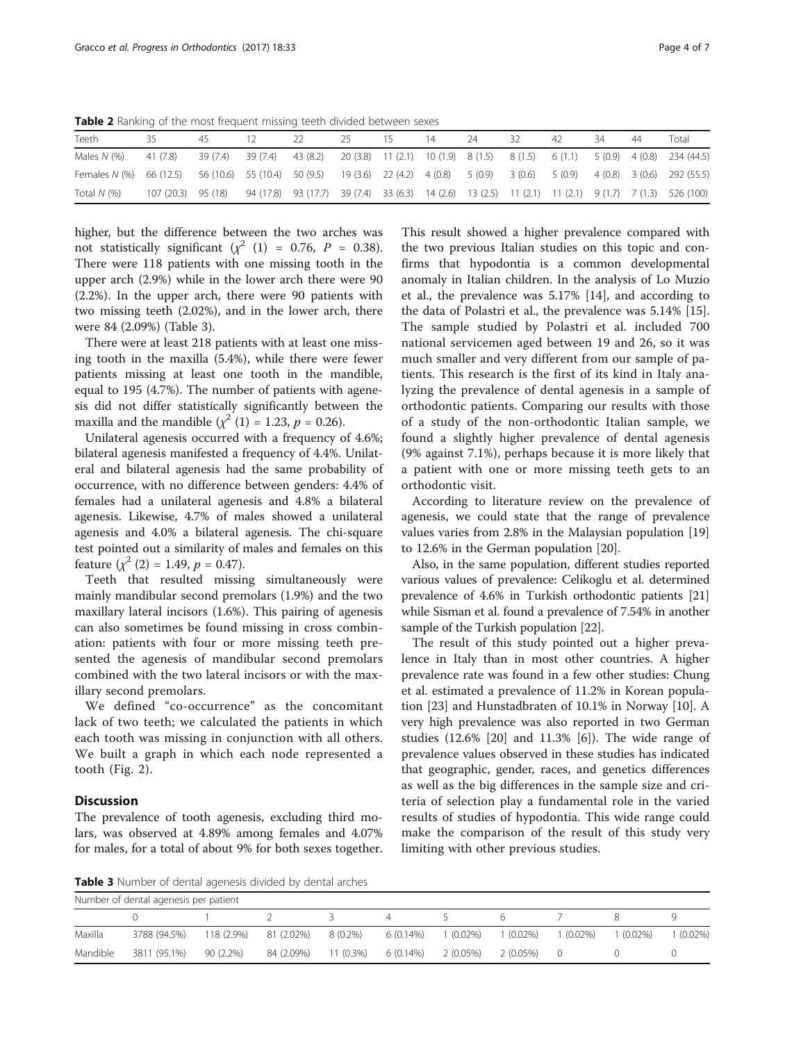**Table 2** Ranking of the most frequent missing teeth divided between sexes

| Teeth | 35 | 45 | 12 | 22 | 25 | 15 | 14 | 24 | 32 | 42 | 34 | 44 | Total |
|---|---|---|---|---|---|---|---|---|---|---|---|---|---|
| Males *N* (%) | 41 (7.8) | 39 (7.4) | 39 (7.4) | 43 (8.2) | 20 (3.8) | 11 (2.1) | 10 (1.9) | 8 (1.5) | 8 (1.5) | 6 (1.1) | 5 (0.9) | 4 (0.8) | 234 (44.5) |
| Females *N* (%) | 66 (12.5) | 56 (10.6) | 55 (10.4) | 50 (9.5) | 19 (3.6) | 22 (4.2) | 4 (0.8) | 5 (0.9) | 3 (0.6) | 5 (0.9) | 4 (0.8) | 3 (0.6) | 292 (55.5) |
| Total *N* (%) | 107 (20.3) | 95 (18) | 94 (17.8) | 93 (17.7) | 39 (7.4) | 33 (6.3) | 14 (2.6) | 13 (2.5) | 11 (2.1) | 11 (2.1) | 9 (1.7) | 7 (1.3) | 526 (100) |

higher, but the difference between the two arches was not statistically significant ($\chi^2$ (1) = 0.76, $P$ = 0.38). There were 118 patients with one missing tooth in the upper arch (2.9%) while in the lower arch there were 90 (2.2%). In the upper arch, there were 90 patients with two missing teeth (2.02%), and in the lower arch, there were 84 (2.09%) (Table 3).

There were at least 218 patients with at least one missing tooth in the maxilla (5.4%), while there were fewer patients missing at least one tooth in the mandible, equal to 195 (4.7%). The number of patients with agenesis did not differ statistically significantly between the maxilla and the mandible ($\chi^2$ (1) = 1.23, $p$ = 0.26).

Unilateral agenesis occurred with a frequency of 4.6%; bilateral agenesis manifested a frequency of 4.4%. Unilateral and bilateral agenesis had the same probability of occurrence, with no difference between genders: 4.4% of females had a unilateral agenesis and 4.8% a bilateral agenesis. Likewise, 4.7% of males showed a unilateral agenesis and 4.0% a bilateral agenesis. The chi-square test pointed out a similarity of males and females on this feature ($\chi^2$ (2) = 1.49, $p$ = 0.47).

Teeth that resulted missing simultaneously were mainly mandibular second premolars (1.9%) and the two maxillary lateral incisors (1.6%). This pairing of agenesis can also sometimes be found missing in cross combination: patients with four or more missing teeth presented the agenesis of mandibular second premolars combined with the two lateral incisors or with the maxillary second premolars.

We defined "co-occurrence" as the concomitant lack of two teeth; we calculated the patients in which each tooth was missing in conjunction with all others. We built a graph in which each node represented a tooth (Fig. 2).

## Discussion

The prevalence of tooth agenesis, excluding third molars, was observed at 4.89% among females and 4.07% for males, for a total of about 9% for both sexes together. This result showed a higher prevalence compared with the two previous Italian studies on this topic and confirms that hypodontia is a common developmental anomaly in Italian children. In the analysis of Lo Muzio et al., the prevalence was 5.17% [14], and according to the data of Polastri et al., the prevalence was 5.14% [15]. The sample studied by Polastri et al. included 700 national servicemen aged between 19 and 26, so it was much smaller and very different from our sample of patients. This research is the first of its kind in Italy analyzing the prevalence of dental agenesis in a sample of orthodontic patients. Comparing our results with those of a study of the non-orthodontic Italian sample, we found a slightly higher prevalence of dental agenesis (9% against 7.1%), perhaps because it is more likely that a patient with one or more missing teeth gets to an orthodontic visit.

According to literature review on the prevalence of agenesis, we could state that the range of prevalence values varies from 2.8% in the Malaysian population [19] to 12.6% in the German population [20].

Also, in the same population, different studies reported various values of prevalence: Celikoglu et al. determined prevalence of 4.6% in Turkish orthodontic patients [21] while Sisman et al. found a prevalence of 7.54% in another sample of the Turkish population [22].

The result of this study pointed out a higher prevalence in Italy than in most other countries. A higher prevalence rate was found in a few other studies: Chung et al. estimated a prevalence of 11.2% in Korean population [23] and Hunstadbraten of 10.1% in Norway [10]. A very high prevalence was also reported in two German studies (12.6% [20] and 11.3% [6]). The wide range of prevalence values observed in these studies has indicated that geographic, gender, races, and genetics differences as well as the big differences in the sample size and criteria of selection play a fundamental role in the varied results of studies of hypodontia. This wide range could make the comparison of the result of this study very limiting with other previous studies.

**Table 3** Number of dental agenesis divided by dental arches

| | Number of dental agenesis per patient | | | | | | | | | |
|---|---|---|---|---|---|---|---|---|---|---|
| | 0 | 1 | 2 | 3 | 4 | 5 | 6 | 7 | 8 | 9 |
| Maxilla | 3788 (94.5%) | 118 (2.9%) | 81 (2.02%) | 8 (0.2%) | 6 (0.14%) | 1 (0.02%) | 1 (0.02%) | 1 (0.02%) | 1 (0.02%) | 1 (0.02%) |
| Mandible | 3811 (95.1%) | 90 (2.2%) | 84 (2.09%) | 11 (0.3%) | 6 (0.14%) | 2 (0.05%) | 2 (0.05%) | 0 | 0 | 0 |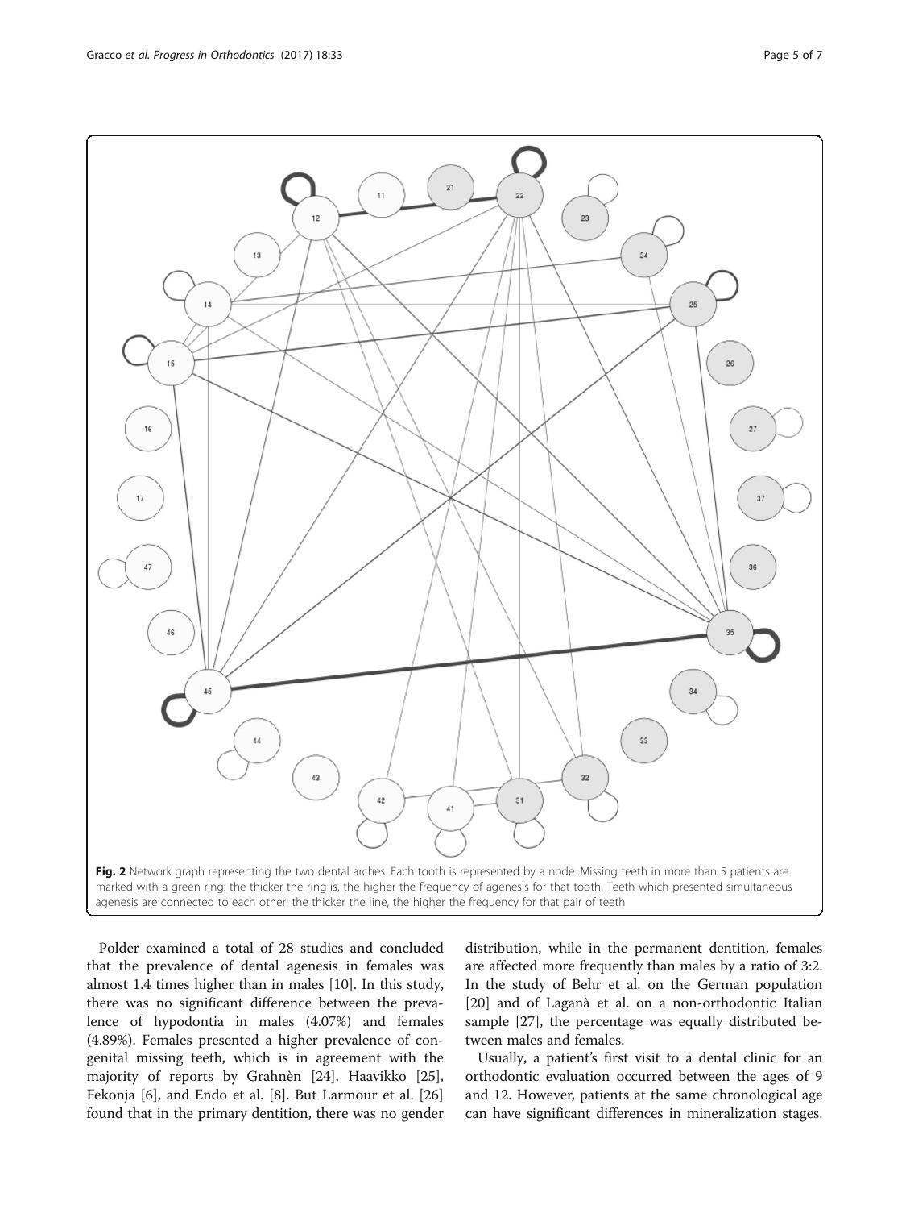**Fig. 2** Network graph representing the two dental arches. Each tooth is represented by a node. Missing teeth in more than 5 patients are marked with a green ring: the thicker the ring is, the higher the frequency of agenesis for that tooth. Teeth which presented simultaneous agenesis are connected to each other: the thicker the line, the higher the frequency for that pair of teeth

Polder examined a total of 28 studies and concluded that the prevalence of dental agenesis in females was almost 1.4 times higher than in males [10]. In this study, there was no significant difference between the prevalence of hypodontia in males (4.07%) and females (4.89%). Females presented a higher prevalence of congenital missing teeth, which is in agreement with the majority of reports by Grahnèn [24], Haavikko [25], Fekonja [6], and Endo et al. [8]. But Larmour et al. [26] found that in the primary dentition, there was no gender distribution, while in the permanent dentition, females are affected more frequently than males by a ratio of 3:2. In the study of Behr et al. on the German population [20] and of Laganà et al. on a non-orthodontic Italian sample [27], the percentage was equally distributed between males and females.

Usually, a patient's first visit to a dental clinic for an orthodontic evaluation occurred between the ages of 9 and 12. However, patients at the same chronological age can have significant differences in mineralization stages.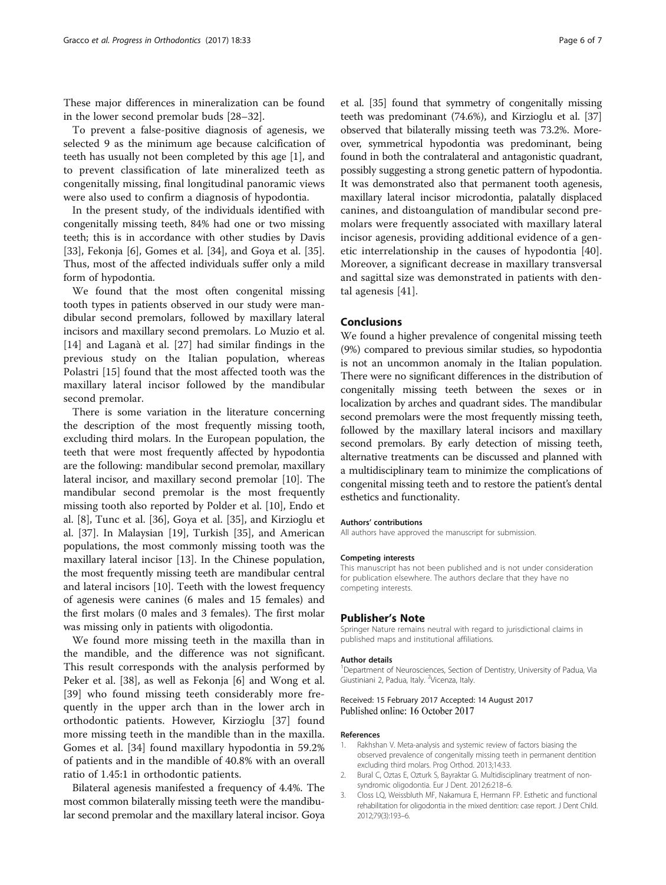These major differences in mineralization can be found in the lower second premolar buds [28–32].

To prevent a false-positive diagnosis of agenesis, we selected 9 as the minimum age because calcification of teeth has usually not been completed by this age [1], and to prevent classification of late mineralized teeth as congenitally missing, final longitudinal panoramic views were also used to confirm a diagnosis of hypodontia.

In the present study, of the individuals identified with congenitally missing teeth, 84% had one or two missing teeth; this is in accordance with other studies by Davis [33], Fekonja [6], Gomes et al. [34], and Goya et al. [35]. Thus, most of the affected individuals suffer only a mild form of hypodontia.

We found that the most often congenital missing tooth types in patients observed in our study were mandibular second premolars, followed by maxillary lateral incisors and maxillary second premolars. Lo Muzio et al. [14] and Laganà et al. [27] had similar findings in the previous study on the Italian population, whereas Polastri [15] found that the most affected tooth was the maxillary lateral incisor followed by the mandibular second premolar.

There is some variation in the literature concerning the description of the most frequently missing tooth, excluding third molars. In the European population, the teeth that were most frequently affected by hypodontia are the following: mandibular second premolar, maxillary lateral incisor, and maxillary second premolar [10]. The mandibular second premolar is the most frequently missing tooth also reported by Polder et al. [10], Endo et al. [8], Tunc et al. [36], Goya et al. [35], and Kirzioglu et al. [37]. In Malaysian [19], Turkish [35], and American populations, the most commonly missing tooth was the maxillary lateral incisor [13]. In the Chinese population, the most frequently missing teeth are mandibular central and lateral incisors [10]. Teeth with the lowest frequency of agenesis were canines (6 males and 15 females) and the first molars (0 males and 3 females). The first molar was missing only in patients with oligodontia.

We found more missing teeth in the maxilla than in the mandible, and the difference was not significant. This result corresponds with the analysis performed by Peker et al. [38], as well as Fekonja [6] and Wong et al. [39] who found missing teeth considerably more frequently in the upper arch than in the lower arch in orthodontic patients. However, Kirzioglu [37] found more missing teeth in the mandible than in the maxilla. Gomes et al. [34] found maxillary hypodontia in 59.2% of patients and in the mandible of 40.8% with an overall ratio of 1.45:1 in orthodontic patients.

Bilateral agenesis manifested a frequency of 4.4%. The most common bilaterally missing teeth were the mandibular second premolar and the maxillary lateral incisor. Goya et al. [35] found that symmetry of congenitally missing teeth was predominant (74.6%), and Kirzioglu et al. [37] observed that bilaterally missing teeth was 73.2%. Moreover, symmetrical hypodontia was predominant, being found in both the contralateral and antagonistic quadrant, possibly suggesting a strong genetic pattern of hypodontia. It was demonstrated also that permanent tooth agenesis, maxillary lateral incisor microdontia, palatally displaced canines, and distoangulation of mandibular second premolars were frequently associated with maxillary lateral incisor agenesis, providing additional evidence of a genetic interrelationship in the causes of hypodontia [40]. Moreover, a significant decrease in maxillary transversal and sagittal size was demonstrated in patients with dental agenesis [41].

## Conclusions

We found a higher prevalence of congenital missing teeth (9%) compared to previous similar studies, so hypodontia is not an uncommon anomaly in the Italian population. There were no significant differences in the distribution of congenitally missing teeth between the sexes or in localization by arches and quadrant sides. The mandibular second premolars were the most frequently missing teeth, followed by the maxillary lateral incisors and maxillary second premolars. By early detection of missing teeth, alternative treatments can be discussed and planned with a multidisciplinary team to minimize the complications of congenital missing teeth and to restore the patient's dental esthetics and functionality.

#### Authors' contributions

All authors have approved the manuscript for submission.

#### Competing interests

This manuscript has not been published and is not under consideration for publication elsewhere. The authors declare that they have no competing interests.

### Publisher's Note

Springer Nature remains neutral with regard to jurisdictional claims in published maps and institutional affiliations.

#### Author details

[1]Department of Neurosciences, Section of Dentistry, University of Padua, Via Giustiniani 2, Padua, Italy. [2]Vicenza, Italy.

Received: 15 February 2017 Accepted: 14 August 2017
Published online: 16 October 2017

#### References

1. Rakhshan V. Meta-analysis and systemic review of factors biasing the observed prevalence of congenitally missing teeth in permanent dentition excluding third molars. Prog Orthod. 2013;14:33.
2. Bural C, Oztas E, Ozturk S, Bayraktar G. Multidisciplinary treatment of non-syndromic oligodontia. Eur J Dent. 2012;6:218–6.
3. Closs LQ, Weissbluth MF, Nakamura E, Hermann FP. Esthetic and functional rehabilitation for oligodontia in the mixed dentition: case report. J Dent Child. 2012;79(3):193–6.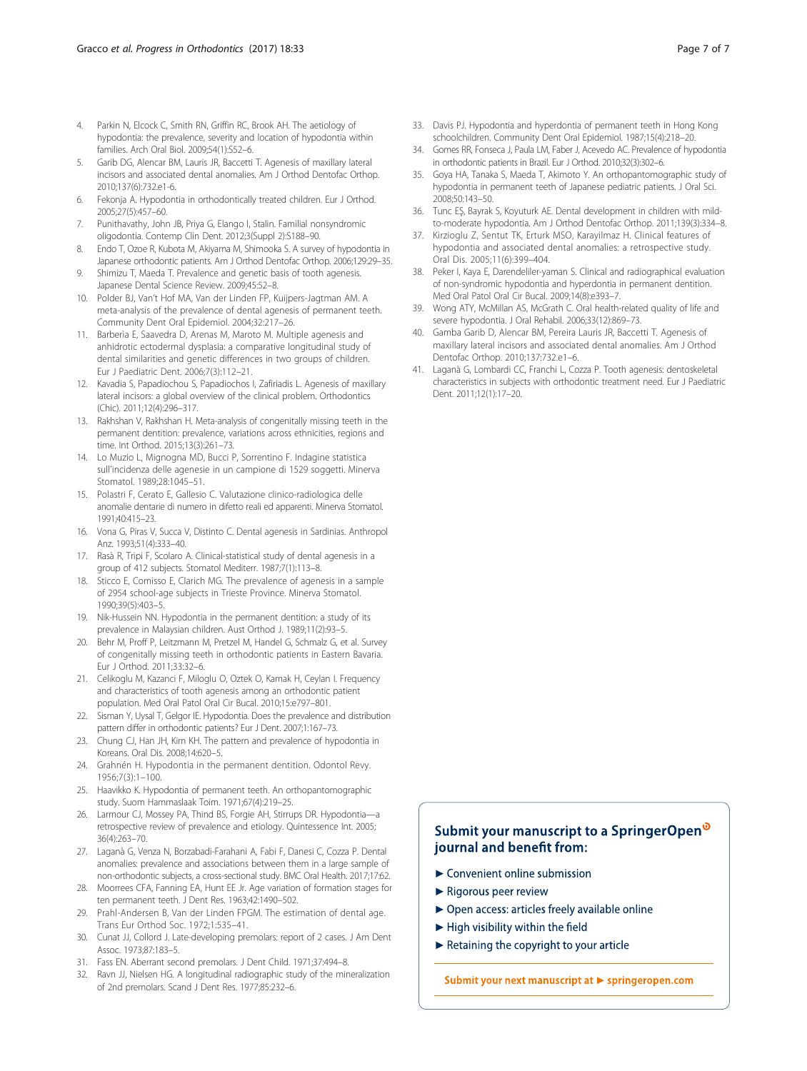4. Parkin N, Elcock C, Smith RN, Griffin RC, Brook AH. The aetiology of hypodontia: the prevalence, severity and location of hypodontia within families. Arch Oral Biol. 2009;54(1):S52–6.
5. Garib DG, Alencar BM, Lauris JR, Baccetti T. Agenesis of maxillary lateral incisors and associated dental anomalies. Am J Orthod Dentofac Orthop. 2010;137(6):732.e1-6.
6. Fekonja A. Hypodontia in orthodontically treated children. Eur J Orthod. 2005;27(5):457–60.
7. Punithavathy, John JB, Priya G, Elango I, Stalin. Familial nonsyndromic oligodontia. Contemp Clin Dent. 2012;3(Suppl 2):S188–90.
8. Endo T, Ozoe R, Kubota M, Akiyama M, Shimooka S. A survey of hypodontia in Japanese orthodontic patients. Am J Orthod Dentofac Orthop. 2006;129:29–35.
9. Shimizu T, Maeda T. Prevalence and genetic basis of tooth agenesis. Japanese Dental Science Review. 2009;45:52–8.
10. Polder BJ, Van't Hof MA, Van der Linden FP, Kuijpers-Jagtman AM. A meta-analysis of the prevalence of dental agenesis of permanent teeth. Community Dent Oral Epidemiol. 2004;32:217–26.
11. Barberìa E, Saavedra D, Arenas M, Maroto M. Multiple agenesis and anhidrotic ectodermal dysplasia: a comparative longitudinal study of dental similarities and genetic differences in two groups of children. Eur J Paediatric Dent. 2006;7(3):112–21.
12. Kavadia S, Papadiochou S, Papadiochos I, Zafiriadis L. Agenesis of maxillary lateral incisors: a global overview of the clinical problem. Orthodontics (Chic). 2011;12(4):296–317.
13. Rakhshan V, Rakhshan H. Meta-analysis of congenitally missing teeth in the permanent dentition: prevalence, variations across ethnicities, regions and time. Int Orthod. 2015;13(3):261–73.
14. Lo Muzio L, Mignogna MD, Bucci P, Sorrentino F. Indagine statistica sull'incidenza delle agenesie in un campione di 1529 soggetti. Minerva Stomatol. 1989;28:1045–51.
15. Polastri F, Cerato E, Gallesio C. Valutazione clinico-radiologica delle anomalie dentarie di numero in difetto reali ed apparenti. Minerva Stomatol. 1991;40:415–23.
16. Vona G, Piras V, Succa V, Distinto C. Dental agenesis in Sardinias. Anthropol Anz. 1993;51(4):333–40.
17. Rasà R, Tripi F, Scolaro A. Clinical-statistical study of dental agenesis in a group of 412 subjects. Stomatol Mediterr. 1987;7(1):113–8.
18. Sticco E, Comisso E, Clarich MG. The prevalence of agenesis in a sample of 2954 school-age subjects in Trieste Province. Minerva Stomatol. 1990;39(5):403–5.
19. Nik-Hussein NN. Hypodontia in the permanent dentition: a study of its prevalence in Malaysian children. Aust Orthod J. 1989;11(2):93–5.
20. Behr M, Proff P, Leitzmann M, Pretzel M, Handel G, Schmalz G, et al. Survey of congenitally missing teeth in orthodontic patients in Eastern Bavaria. Eur J Orthod. 2011;33:32–6.
21. Celikoglu M, Kazanci F, Miloglu O, Oztek O, Kamak H, Ceylan I. Frequency and characteristics of tooth agenesis among an orthodontic patient population. Med Oral Patol Oral Cir Bucal. 2010;15:e797–801.
22. Sisman Y, Uysal T, Gelgor IE. Hypodontia. Does the prevalence and distribution pattern differ in orthodontic patients? Eur J Dent. 2007;1:167–73.
23. Chung CJ, Han JH, Kim KH. The pattern and prevalence of hypodontia in Koreans. Oral Dis. 2008;14:620–5.
24. Grahnén H. Hypodontia in the permanent dentition. Odontol Revy. 1956;7(3):1–100.
25. Haavikko K. Hypodontia of permanent teeth. An orthopantomographic study. Suom Hammaslaak Toim. 1971;67(4):219–25.
26. Larmour CJ, Mossey PA, Thind BS, Forgie AH, Stirrups DR. Hypodontia—a retrospective review of prevalence and etiology. Quintessence Int. 2005; 36(4):263–70.
27. Laganà G, Venza N, Borzabadi-Farahani A, Fabi F, Danesi C, Cozza P. Dental anomalies: prevalence and associations between them in a large sample of non-orthodontic subjects, a cross-sectional study. BMC Oral Health. 2017;17:62.
28. Moorrees CFA, Fanning EA, Hunt EE Jr. Age variation of formation stages for ten permanent teeth. J Dent Res. 1963;42:1490–502.
29. Prahl-Andersen B, Van der Linden FPGM. The estimation of dental age. Trans Eur Orthod Soc. 1972;1:535–41.
30. Cunat JJ, Collord J. Late-developing premolars: report of 2 cases. J Am Dent Assoc. 1973;87:183–5.
31. Fass EN. Aberrant second premolars. J Dent Child. 1971;37:494–8.
32. Ravn JJ, Nielsen HG. A longitudinal radiographic study of the mineralization of 2nd premolars. Scand J Dent Res. 1977;85:232–6.
33. Davis PJ. Hypodontia and hyperdontia of permanent teeth in Hong Kong schoolchildren. Community Dent Oral Epidemiol. 1987;15(4):218–20.
34. Gomes RR, Fonseca J, Paula LM, Faber J, Acevedo AC. Prevalence of hypodontia in orthodontic patients in Brazil. Eur J Orthod. 2010;32(3):302–6.
35. Goya HA, Tanaka S, Maeda T, Akimoto Y. An orthopantomographic study of hypodontia in permanent teeth of Japanese pediatric patients. J Oral Sci. 2008;50:143–50.
36. Tunc EŞ, Bayrak S, Koyuturk AE. Dental development in children with mild-to-moderate hypodontia. Am J Orthod Dentofac Orthop. 2011;139(3):334–8.
37. Kirzioglu Z, Sentut TK, Erturk MSO, Karayilmaz H. Clinical features of hypodontia and associated dental anomalies: a retrospective study. Oral Dis. 2005;11(6):399–404.
38. Peker I, Kaya E, Darendeliler-yaman S. Clinical and radiographical evaluation of non-syndromic hypodontia and hyperdontia in permanent dentition. Med Oral Patol Oral Cir Bucal. 2009;14(8):e393–7.
39. Wong ATY, McMillan AS, McGrath C. Oral health-related quality of life and severe hypodontia. J Oral Rehabil. 2006;33(12):869–73.
40. Gamba Garib D, Alencar BM, Pereira Lauris JR, Baccetti T. Agenesis of maxillary lateral incisors and associated dental anomalies. Am J Orthod Dentofac Orthop. 2010;137:732.e1–6.
41. Laganà G, Lombardi CC, Franchi L, Cozza P. Tooth agenesis: dentoskeletal characteristics in subjects with orthodontic treatment need. Eur J Paediatric Dent. 2011;12(1):17–20.

**Submit your manuscript to a SpringerOpen journal and benefit from:**

- ► Convenient online submission
- ► Rigorous peer review
- ► Open access: articles freely available online
- ► High visibility within the field
- ► Retaining the copyright to your article

Submit your next manuscript at ► springeropen.com